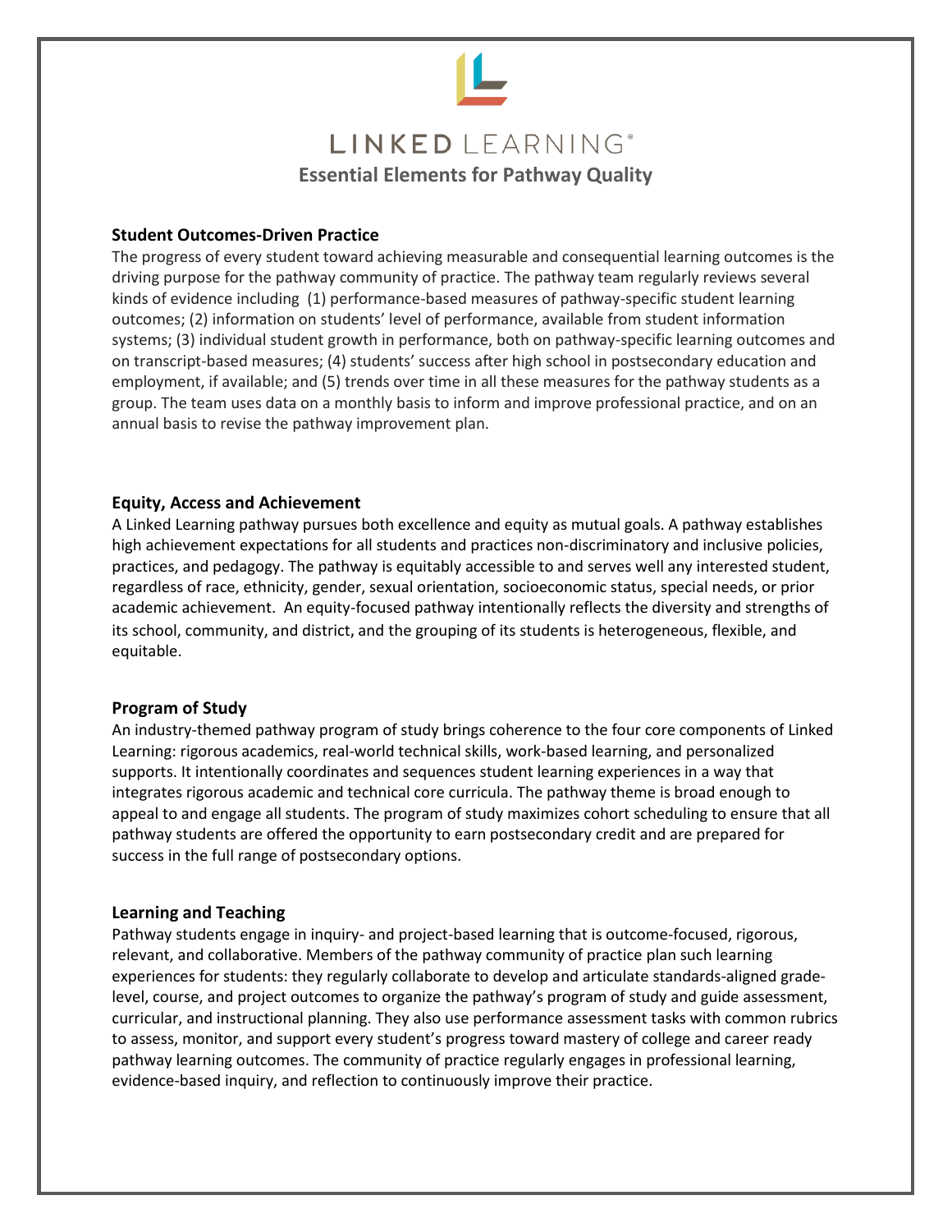# LINKED LEARNING®

## Essential Elements for Pathway Quality

### Student Outcomes-Driven Practice

The progress of every student toward achieving measurable and consequential learning outcomes is the driving purpose for the pathway community of practice. The pathway team regularly reviews several kinds of evidence including (1) performance-based measures of pathway-specific student learning outcomes; (2) information on students' level of performance, available from student information systems; (3) individual student growth in performance, both on pathway-specific learning outcomes and on transcript-based measures; (4) students' success after high school in postsecondary education and employment, if available; and (5) trends over time in all these measures for the pathway students as a group. The team uses data on a monthly basis to inform and improve professional practice, and on an annual basis to revise the pathway improvement plan.

### Equity, Access and Achievement

A Linked Learning pathway pursues both excellence and equity as mutual goals. A pathway establishes high achievement expectations for all students and practices non-discriminatory and inclusive policies, practices, and pedagogy. The pathway is equitably accessible to and serves well any interested student, regardless of race, ethnicity, gender, sexual orientation, socioeconomic status, special needs, or prior academic achievement. An equity-focused pathway intentionally reflects the diversity and strengths of its school, community, and district, and the grouping of its students is heterogeneous, flexible, and equitable.

### Program of Study

An industry-themed pathway program of study brings coherence to the four core components of Linked Learning: rigorous academics, real-world technical skills, work-based learning, and personalized supports. It intentionally coordinates and sequences student learning experiences in a way that integrates rigorous academic and technical core curricula. The pathway theme is broad enough to appeal to and engage all students. The program of study maximizes cohort scheduling to ensure that all pathway students are offered the opportunity to earn postsecondary credit and are prepared for success in the full range of postsecondary options.

### Learning and Teaching

Pathway students engage in inquiry- and project-based learning that is outcome-focused, rigorous, relevant, and collaborative. Members of the pathway community of practice plan such learning experiences for students: they regularly collaborate to develop and articulate standards-aligned grade-level, course, and project outcomes to organize the pathway's program of study and guide assessment, curricular, and instructional planning. They also use performance assessment tasks with common rubrics to assess, monitor, and support every student's progress toward mastery of college and career ready pathway learning outcomes. The community of practice regularly engages in professional learning, evidence-based inquiry, and reflection to continuously improve their practice.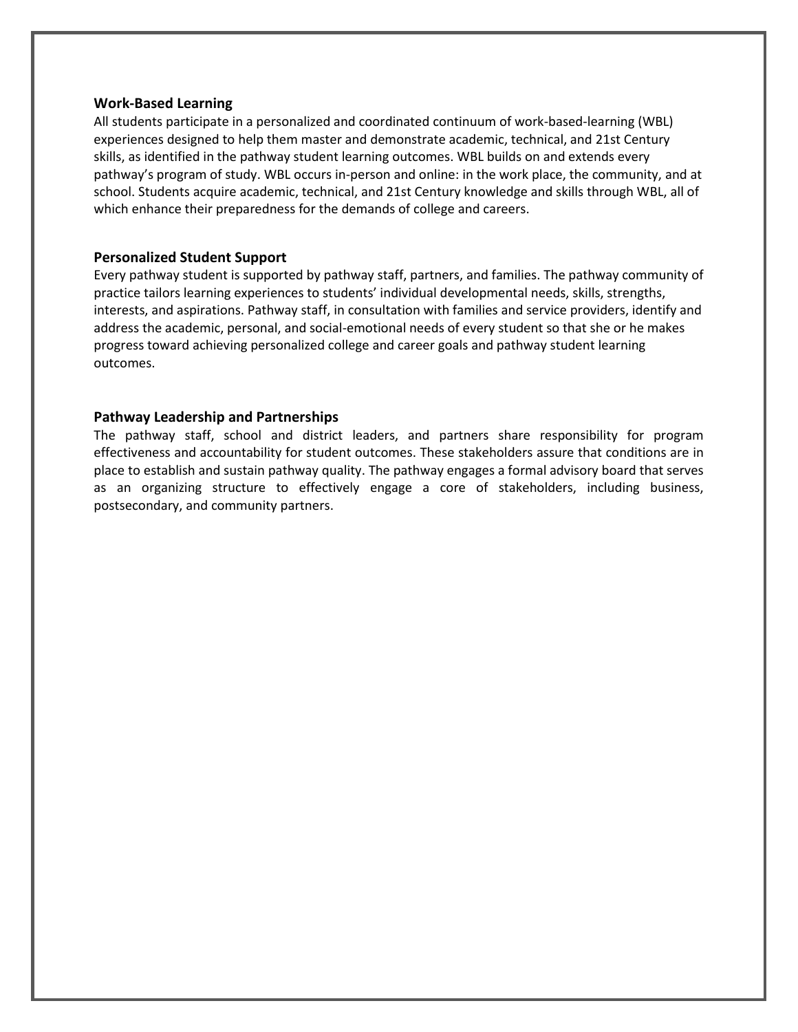### Work-Based Learning

All students participate in a personalized and coordinated continuum of work-based-learning (WBL) experiences designed to help them master and demonstrate academic, technical, and 21st Century skills, as identified in the pathway student learning outcomes. WBL builds on and extends every pathway's program of study. WBL occurs in-person and online: in the work place, the community, and at school. Students acquire academic, technical, and 21st Century knowledge and skills through WBL, all of which enhance their preparedness for the demands of college and careers.

### Personalized Student Support

Every pathway student is supported by pathway staff, partners, and families. The pathway community of practice tailors learning experiences to students' individual developmental needs, skills, strengths, interests, and aspirations. Pathway staff, in consultation with families and service providers, identify and address the academic, personal, and social-emotional needs of every student so that she or he makes progress toward achieving personalized college and career goals and pathway student learning outcomes.

### Pathway Leadership and Partnerships

The pathway staff, school and district leaders, and partners share responsibility for program effectiveness and accountability for student outcomes. These stakeholders assure that conditions are in place to establish and sustain pathway quality. The pathway engages a formal advisory board that serves as an organizing structure to effectively engage a core of stakeholders, including business, postsecondary, and community partners.